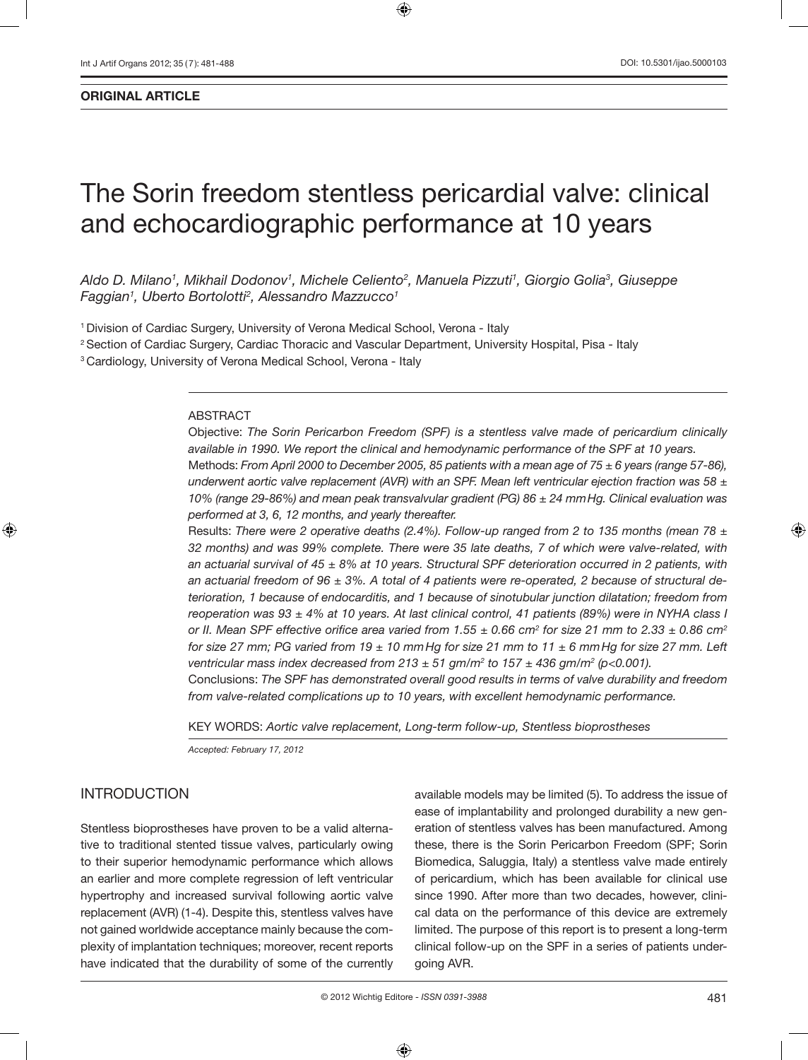**ORIGINAL ARTICLE**

# The Sorin freedom stentless pericardial valve: clinical and echocardiographic performance at 10 years

*Aldo D. Milano[1], Mikhail Dodonov[1], Michele Celiento[2], Manuela Pizzuti[1], Giorgio Golia[3], Giuseppe Faggian[1], Uberto Bortolotti[2], Alessandro Mazzucco[1]*

[1] Division of Cardiac Surgery, University of Verona Medical School, Verona - Italy

[2] Section of Cardiac Surgery, Cardiac Thoracic and Vascular Department, University Hospital, Pisa - Italy

[3] Cardiology, University of Verona Medical School, Verona - Italy

## ABSTRACT

Objective: *The Sorin Pericarbon Freedom (SPF) is a stentless valve made of pericardium clinically available in 1990. We report the clinical and hemodynamic performance of the SPF at 10 years.*

Methods: *From April 2000 to December 2005, 85 patients with a mean age of 75 ± 6 years (range 57-86), underwent aortic valve replacement (AVR) with an SPF. Mean left ventricular ejection fraction was 58 ± 10% (range 29-86%) and mean peak transvalvular gradient (PG) 86 ± 24 mmHg. Clinical evaluation was performed at 3, 6, 12 months, and yearly thereafter.*

Results: *There were 2 operative deaths (2.4%). Follow-up ranged from 2 to 135 months (mean 78 ± 32 months) and was 99% complete. There were 35 late deaths, 7 of which were valve-related, with an actuarial survival of 45 ± 8% at 10 years. Structural SPF deterioration occurred in 2 patients, with an actuarial freedom of 96 ± 3%. A total of 4 patients were re-operated, 2 because of structural deterioration, 1 because of endocarditis, and 1 because of sinotubular junction dilatation; freedom from reoperation was 93 ± 4% at 10 years. At last clinical control, 41 patients (89%) were in NYHA class I or II. Mean SPF effective orifice area varied from 1.55 ± 0.66 $cm^2$ for size 21 mm to 2.33 ± 0.86 $cm^2$ for size 27 mm; PG varied from 19 ± 10 mmHg for size 21 mm to 11 ± 6 mmHg for size 27 mm. Left ventricular mass index decreased from 213 ± 51 $gm/m^2$ to 157 ± 436 $gm/m^2$ ($p<0.001$).*

Conclusions: *The SPF has demonstrated overall good results in terms of valve durability and freedom from valve-related complications up to 10 years, with excellent hemodynamic performance.*

KEY WORDS: *Aortic valve replacement, Long-term follow-up, Stentless bioprostheses*

*Accepted: February 17, 2012*

## INTRODUCTION

Stentless bioprostheses have proven to be a valid alternative to traditional stented tissue valves, particularly owing to their superior hemodynamic performance which allows an earlier and more complete regression of left ventricular hypertrophy and increased survival following aortic valve replacement (AVR) (1-4). Despite this, stentless valves have not gained worldwide acceptance mainly because the complexity of implantation techniques; moreover, recent reports have indicated that the durability of some of the currently available models may be limited (5). To address the issue of ease of implantability and prolonged durability a new generation of stentless valves has been manufactured. Among these, there is the Sorin Pericarbon Freedom (SPF; Sorin Biomedica, Saluggia, Italy) a stentless valve made entirely of pericardium, which has been available for clinical use since 1990. After more than two decades, however, clinical data on the performance of this device are extremely limited. The purpose of this report is to present a long-term clinical follow-up on the SPF in a series of patients undergoing AVR.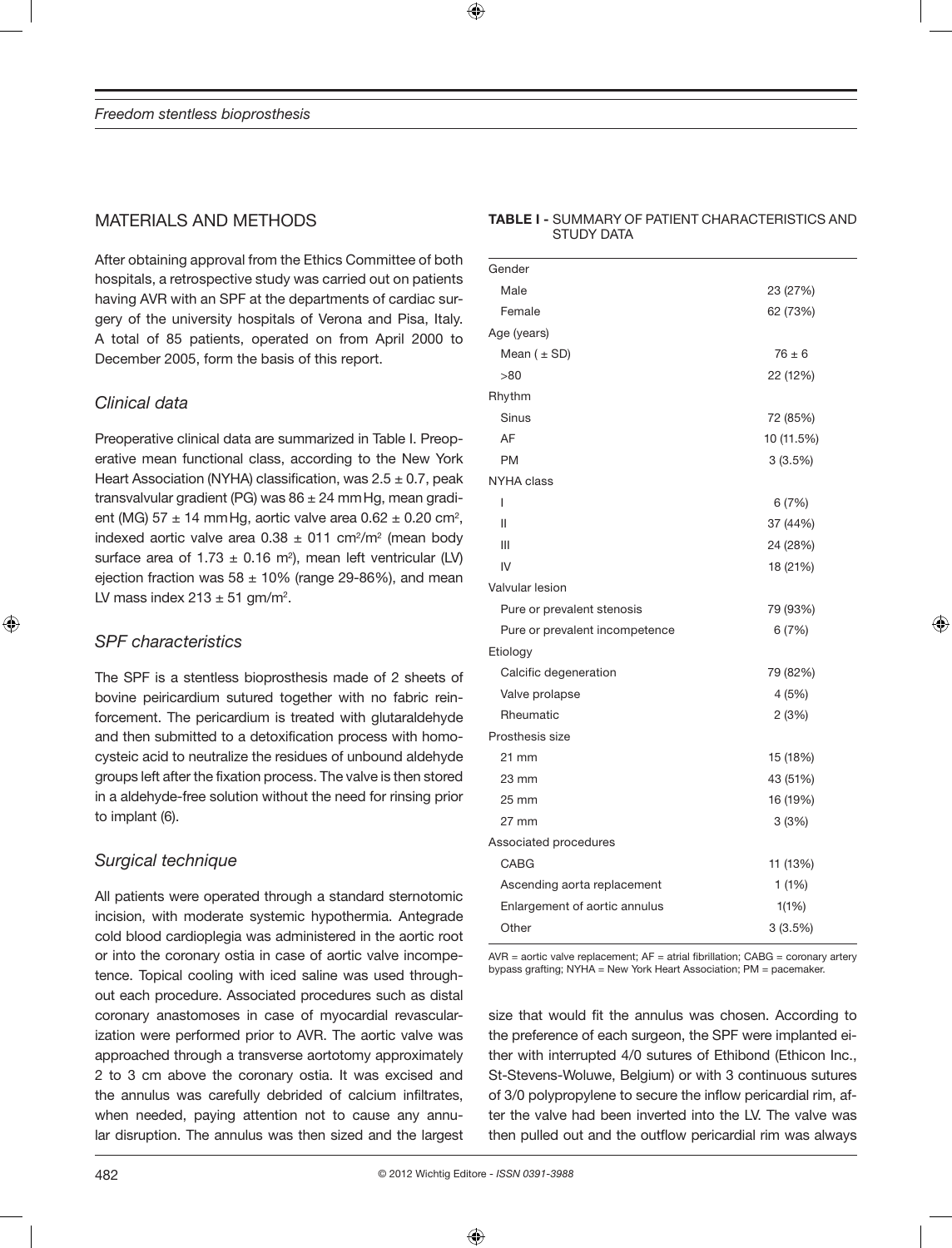## MATERIALS AND METHODS

After obtaining approval from the Ethics Committee of both hospitals, a retrospective study was carried out on patients having AVR with an SPF at the departments of cardiac surgery of the university hospitals of Verona and Pisa, Italy. A total of 85 patients, operated on from April 2000 to December 2005, form the basis of this report.

### Clinical data

Preoperative clinical data are summarized in Table I. Preoperative mean functional class, according to the New York Heart Association (NYHA) classification, was $2.5 \pm 0.7$, peak transvalvular gradient (PG) was $86 \pm 24$ mmHg, mean gradient (MG) $57 \pm 14$ mmHg, aortic valve area $0.62 \pm 0.20$ cm$^2$, indexed aortic valve area $0.38 \pm 011$ cm$^2$/m$^2$ (mean body surface area of $1.73 \pm 0.16$ m$^2$), mean left ventricular (LV) ejection fraction was $58 \pm 10\%$ (range 29-86%), and mean LV mass index $213 \pm 51$ gm/m$^2$.

**TABLE I -** SUMMARY OF PATIENT CHARACTERISTICS AND STUDY DATA

| | |
|---|---|
| Gender | |
| Male | 23 (27%) |
| Female | 62 (73%) |
| Age (years) | |
| Mean ( ± SD) | 76 ± 6 |
| >80 | 22 (12%) |
| Rhythm | |
| Sinus | 72 (85%) |
| AF | 10 (11.5%) |
| PM | 3 (3.5%) |
| NYHA class | |
| I | 6 (7%) |
| II | 37 (44%) |
| III | 24 (28%) |
| IV | 18 (21%) |
| Valvular lesion | |
| Pure or prevalent stenosis | 79 (93%) |
| Pure or prevalent incompetence | 6 (7%) |
| Etiology | |
| Calcific degeneration | 79 (82%) |
| Valve prolapse | 4 (5%) |
| Rheumatic | 2 (3%) |
| Prosthesis size | |
| 21 mm | 15 (18%) |
| 23 mm | 43 (51%) |
| 25 mm | 16 (19%) |
| 27 mm | 3 (3%) |
| Associated procedures | |
| CABG | 11 (13%) |
| Ascending aorta replacement | 1 (1%) |
| Enlargement of aortic annulus | 1(1%) |
| Other | 3 (3.5%) |

AVR = aortic valve replacement; AF = atrial fibrillation; CABG = coronary artery bypass grafting; NYHA = New York Heart Association; PM = pacemaker.

### SPF characteristics

The SPF is a stentless bioprosthesis made of 2 sheets of bovine peicardium sutured together with no fabric reinforcement. The pericardium is treated with glutaraldehyde and then submitted to a detoxification process with homocysteic acid to neutralize the residues of unbound aldehyde groups left after the fixation process. The valve is then stored in a aldehyde-free solution without the need for rinsing prior to implant (6).

### Surgical technique

All patients were operated through a standard sternotomic incision, with moderate systemic hypothermia. Antegrade cold blood cardioplegia was administered in the aortic root or into the coronary ostia in case of aortic valve incompetence. Topical cooling with iced saline was used throughout each procedure. Associated procedures such as distal coronary anastomoses in case of myocardial revascularization were performed prior to AVR. The aortic valve was approached through a transverse aortotomy approximately 2 to 3 cm above the coronary ostia. It was excised and the annulus was carefully debrided of calcium infiltrates, when needed, paying attention not to cause any annular disruption. The annulus was then sized and the largest size that would fit the annulus was chosen. According to the preference of each surgeon, the SPF were implanted either with interrupted 4/0 sutures of Ethibond (Ethicon Inc., St-Stevens-Woluwe, Belgium) or with 3 continuous sutures of 3/0 polypropylene to secure the inflow pericardial rim, after the valve had been inverted into the LV. The valve was then pulled out and the outflow pericardial rim was always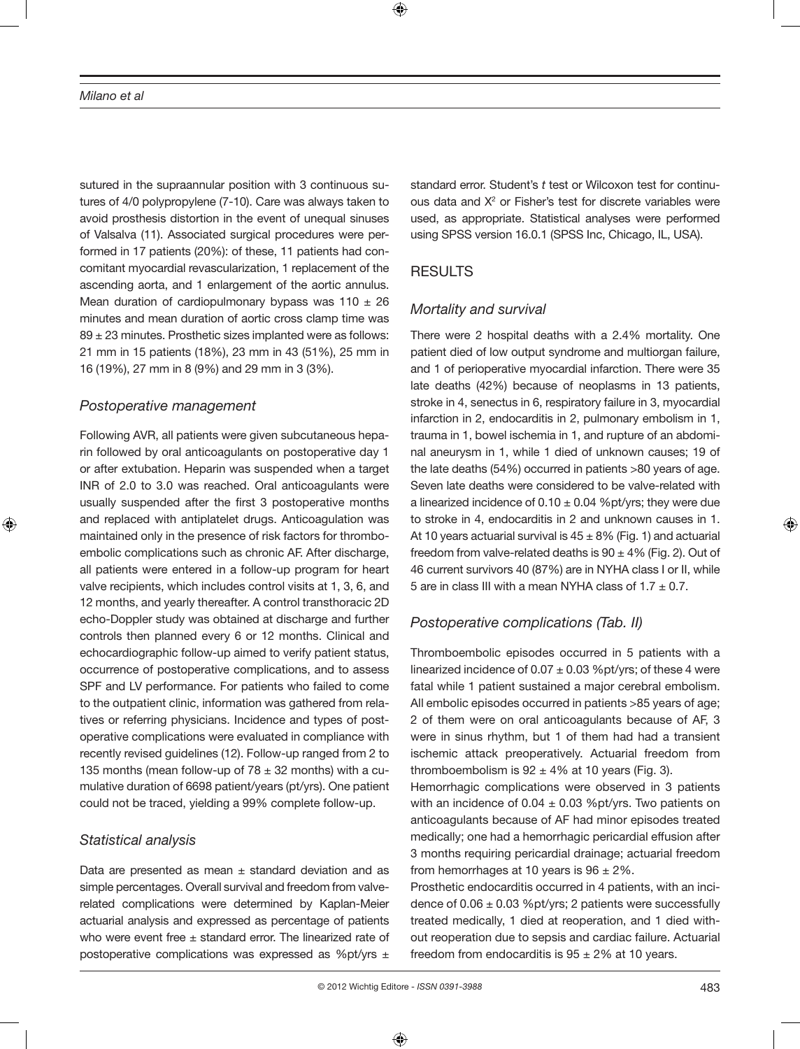sutured in the supraannular position with 3 continuous sutures of 4/0 polypropylene (7-10). Care was always taken to avoid prosthesis distortion in the event of unequal sinuses of Valsalva (11). Associated surgical procedures were performed in 17 patients (20%): of these, 11 patients had concomitant myocardial revascularization, 1 replacement of the ascending aorta, and 1 enlargement of the aortic annulus. Mean duration of cardiopulmonary bypass was 110 ± 26 minutes and mean duration of aortic cross clamp time was 89 ± 23 minutes. Prosthetic sizes implanted were as follows: 21 mm in 15 patients (18%), 23 mm in 43 (51%), 25 mm in 16 (19%), 27 mm in 8 (9%) and 29 mm in 3 (3%).

### *Postoperative management*

Following AVR, all patients were given subcutaneous heparin followed by oral anticoagulants on postoperative day 1 or after extubation. Heparin was suspended when a target INR of 2.0 to 3.0 was reached. Oral anticoagulants were usually suspended after the first 3 postoperative months and replaced with antiplatelet drugs. Anticoagulation was maintained only in the presence of risk factors for thromboembolic complications such as chronic AF. After discharge, all patients were entered in a follow-up program for heart valve recipients, which includes control visits at 1, 3, 6, and 12 months, and yearly thereafter. A control transthoracic 2D echo-Doppler study was obtained at discharge and further controls then planned every 6 or 12 months. Clinical and echocardiographic follow-up aimed to verify patient status, occurrence of postoperative complications, and to assess SPF and LV performance. For patients who failed to come to the outpatient clinic, information was gathered from relatives or referring physicians. Incidence and types of postoperative complications were evaluated in compliance with recently revised guidelines (12). Follow-up ranged from 2 to 135 months (mean follow-up of 78 ± 32 months) with a cumulative duration of 6698 patient/years (pt/yrs). One patient could not be traced, yielding a 99% complete follow-up.

### *Statistical analysis*

Data are presented as mean ± standard deviation and as simple percentages. Overall survival and freedom from valve-related complications were determined by Kaplan-Meier actuarial analysis and expressed as percentage of patients who were event free ± standard error. The linearized rate of postoperative complications was expressed as %pt/yrs ± standard error. Student's *t* test or Wilcoxon test for continuous data and $X^2$ or Fisher's test for discrete variables were used, as appropriate. Statistical analyses were performed using SPSS version 16.0.1 (SPSS Inc, Chicago, IL, USA).

## RESULTS

### *Mortality and survival*

There were 2 hospital deaths with a 2.4% mortality. One patient died of low output syndrome and multiorgan failure, and 1 of perioperative myocardial infarction. There were 35 late deaths (42%) because of neoplasms in 13 patients, stroke in 4, senectus in 6, respiratory failure in 3, myocardial infarction in 2, endocarditis in 2, pulmonary embolism in 1, trauma in 1, bowel ischemia in 1, and rupture of an abdominal aneurysm in 1, while 1 died of unknown causes; 19 of the late deaths (54%) occurred in patients >80 years of age. Seven late deaths were considered to be valve-related with a linearized incidence of 0.10 ± 0.04 %pt/yrs; they were due to stroke in 4, endocarditis in 2 and unknown causes in 1. At 10 years actuarial survival is 45 ± 8% (Fig. 1) and actuarial freedom from valve-related deaths is 90 ± 4% (Fig. 2). Out of 46 current survivors 40 (87%) are in NYHA class I or II, while 5 are in class III with a mean NYHA class of 1.7 ± 0.7.

### *Postoperative complications (Tab. II)*

Thromboembolic episodes occurred in 5 patients with a linearized incidence of 0.07 ± 0.03 %pt/yrs; of these 4 were fatal while 1 patient sustained a major cerebral embolism. All embolic episodes occurred in patients >85 years of age; 2 of them were on oral anticoagulants because of AF, 3 were in sinus rhythm, but 1 of them had had a transient ischemic attack preoperatively. Actuarial freedom from thromboembolism is 92 ± 4% at 10 years (Fig. 3).

Hemorrhagic complications were observed in 3 patients with an incidence of 0.04 ± 0.03 %pt/yrs. Two patients on anticoagulants because of AF had minor episodes treated medically; one had a hemorrhagic pericardial effusion after 3 months requiring pericardial drainage; actuarial freedom from hemorrhages at 10 years is 96 ± 2%.

Prosthetic endocarditis occurred in 4 patients, with an incidence of 0.06 ± 0.03 %pt/yrs; 2 patients were successfully treated medically, 1 died at reoperation, and 1 died without reoperation due to sepsis and cardiac failure. Actuarial freedom from endocarditis is 95 ± 2% at 10 years.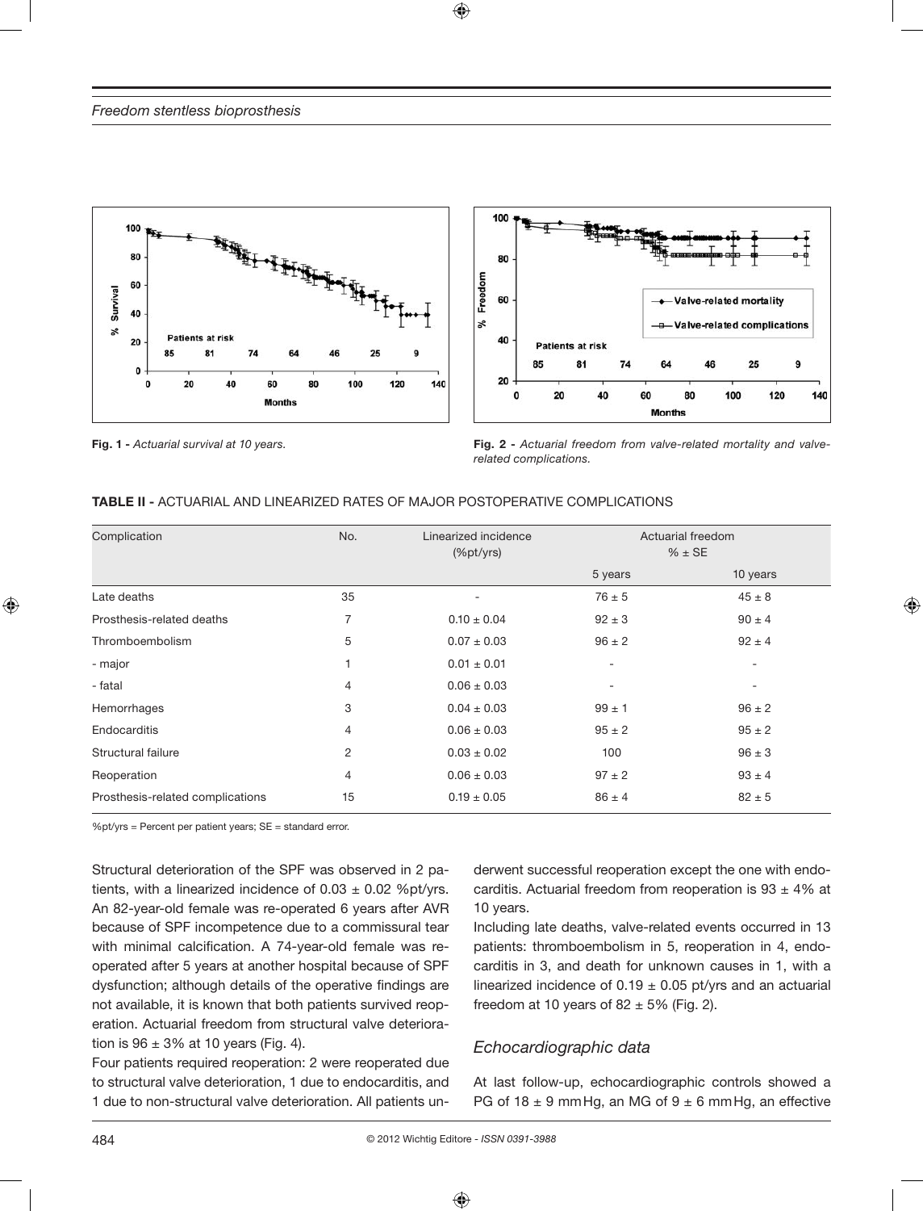Fig. 1 - *Actuarial survival at 10 years.*

Fig. 2 - *Actuarial freedom from valve-related mortality and valve-related complications.*

**TABLE II -** ACTUARIAL AND LINEARIZED RATES OF MAJOR POSTOPERATIVE COMPLICATIONS

| Complication | No. | Linearized incidence (%pt/yrs) | Actuarial freedom % ± SE | |
|---|---|---|---|---|
| | | | 5 years | 10 years |
| Late deaths | 35 | - | 76 ± 5 | 45 ± 8 |
| Prosthesis-related deaths | 7 | 0.10 ± 0.04 | 92 ± 3 | 90 ± 4 |
| Thromboembolism | 5 | 0.07 ± 0.03 | 96 ± 2 | 92 ± 4 |
| - major | 1 | 0.01 ± 0.01 | - | - |
| - fatal | 4 | 0.06 ± 0.03 | - | - |
| Hemorrhages | 3 | 0.04 ± 0.03 | 99 ± 1 | 96 ± 2 |
| Endocarditis | 4 | 0.06 ± 0.03 | 95 ± 2 | 95 ± 2 |
| Structural failure | 2 | 0.03 ± 0.02 | 100 | 96 ± 3 |
| Reoperation | 4 | 0.06 ± 0.03 | 97 ± 2 | 93 ± 4 |
| Prosthesis-related complications | 15 | 0.19 ± 0.05 | 86 ± 4 | 82 ± 5 |

%pt/yrs = Percent per patient years; SE = standard error.

Structural deterioration of the SPF was observed in 2 patients, with a linearized incidence of 0.03 ± 0.02 %pt/yrs. An 82-year-old female was re-operated 6 years after AVR because of SPF incompetence due to a commissural tear with minimal calcification. A 74-year-old female was reoperated after 5 years at another hospital because of SPF dysfunction; although details of the operative findings are not available, it is known that both patients survived reoperation. Actuarial freedom from structural valve deterioration is 96 ± 3% at 10 years (Fig. 4).

Four patients required reoperation: 2 were reoperated due to structural valve deterioration, 1 due to endocarditis, and 1 due to non-structural valve deterioration. All patients underwent successful reoperation except the one with endocarditis. Actuarial freedom from reoperation is 93 ± 4% at 10 years.

Including late deaths, valve-related events occurred in 13 patients: thromboembolism in 5, reoperation in 4, endocarditis in 3, and death for unknown causes in 1, with a linearized incidence of 0.19 ± 0.05 pt/yrs and an actuarial freedom at 10 years of 82 ± 5% (Fig. 2).

## *Echocardiographic data*

At last follow-up, echocardiographic controls showed a PG of 18 ± 9 mmHg, an MG of 9 ± 6 mmHg, an effective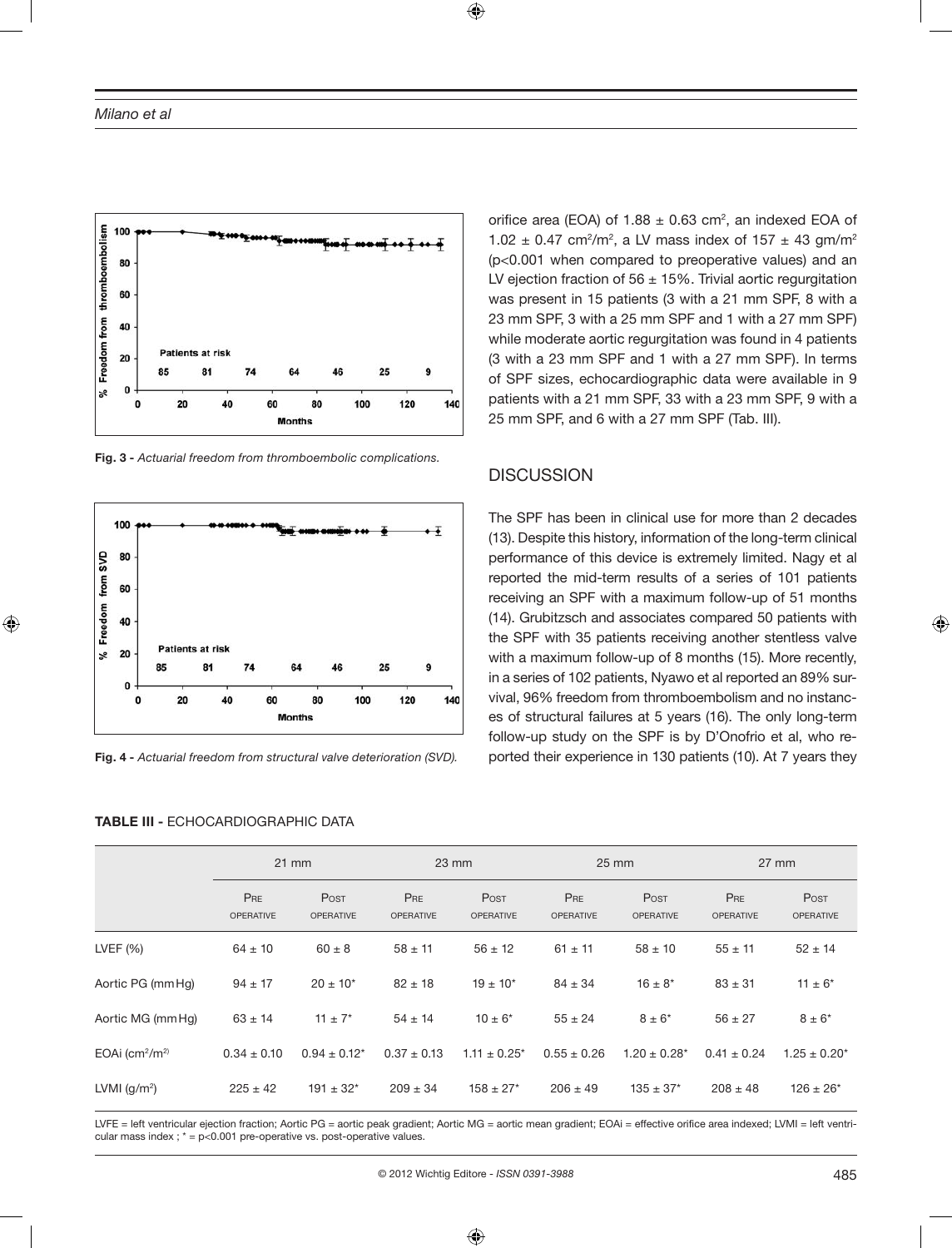Fig. 3 - *Actuarial freedom from thromboembolic complications.*

Fig. 4 - *Actuarial freedom from structural valve deterioration (SVD).*

orifice area (EOA) of $1.88 \pm 0.63$ cm$^2$, an indexed EOA of $1.02 \pm 0.47$ cm$^2$/m$^2$, a LV mass index of $157 \pm 43$ gm/m$^2$ ($p<0.001$ when compared to preoperative values) and an LV ejection fraction of $56 \pm 15$%. Trivial aortic regurgitation was present in 15 patients (3 with a 21 mm SPF, 8 with a 23 mm SPF, 3 with a 25 mm SPF and 1 with a 27 mm SPF) while moderate aortic regurgitation was found in 4 patients (3 with a 23 mm SPF and 1 with a 27 mm SPF). In terms of SPF sizes, echocardiographic data were available in 9 patients with a 21 mm SPF, 33 with a 23 mm SPF, 9 with a 25 mm SPF, and 6 with a 27 mm SPF (Tab. III).

## DISCUSSION

The SPF has been in clinical use for more than 2 decades (13). Despite this history, information of the long-term clinical performance of this device is extremely limited. Nagy et al reported the mid-term results of a series of 101 patients receiving an SPF with a maximum follow-up of 51 months (14). Grubitzsch and associates compared 50 patients with the SPF with 35 patients receiving another stentless valve with a maximum follow-up of 8 months (15). More recently, in a series of 102 patients, Nyawo et al reported an 89% survival, 96% freedom from thromboembolism and no instances of structural failures at 5 years (16). The only long-term follow-up study on the SPF is by D'Onofrio et al, who reported their experience in 130 patients (10). At 7 years they

**TABLE III** - ECHOCARDIOGRAPHIC DATA

| | 21 mm | | 23 mm | | 25 mm | | 27 mm | |
|---|---|---|---|---|---|---|---|---|
| | Pre operative | Post operative | Pre operative | Post operative | Pre operative | Post operative | Pre operative | Post operative |
| LVEF (%) | $64 \pm 10$ | $60 \pm 8$ | $58 \pm 11$ | $56 \pm 12$ | $61 \pm 11$ | $58 \pm 10$ | $55 \pm 11$ | $52 \pm 14$ |
| Aortic PG (mmHg) | $94 \pm 17$ | $20 \pm 10$* | $82 \pm 18$ | $19 \pm 10$* | $84 \pm 34$ | $16 \pm 8$* | $83 \pm 31$ | $11 \pm 6$* |
| Aortic MG (mmHg) | $63 \pm 14$ | $11 \pm 7$* | $54 \pm 14$ | $10 \pm 6$* | $55 \pm 24$ | $8 \pm 6$* | $56 \pm 27$ | $8 \pm 6$* |
| EOAi (cm$^2$/m$^2$) | $0.34 \pm 0.10$ | $0.94 \pm 0.12$* | $0.37 \pm 0.13$ | $1.11 \pm 0.25$* | $0.55 \pm 0.26$ | $1.20 \pm 0.28$* | $0.41 \pm 0.24$ | $1.25 \pm 0.20$* |
| LVMI (g/m$^2$) | $225 \pm 42$ | $191 \pm 32$* | $209 \pm 34$ | $158 \pm 27$* | $206 \pm 49$ | $135 \pm 37$* | $208 \pm 48$ | $126 \pm 26$* |

LVFE = left ventricular ejection fraction; Aortic PG = aortic peak gradient; Aortic MG = aortic mean gradient; EOAi = effective orifice area indexed; LVMI = left ventricular mass index ; * = $p<0.001$ pre-operative vs. post-operative values.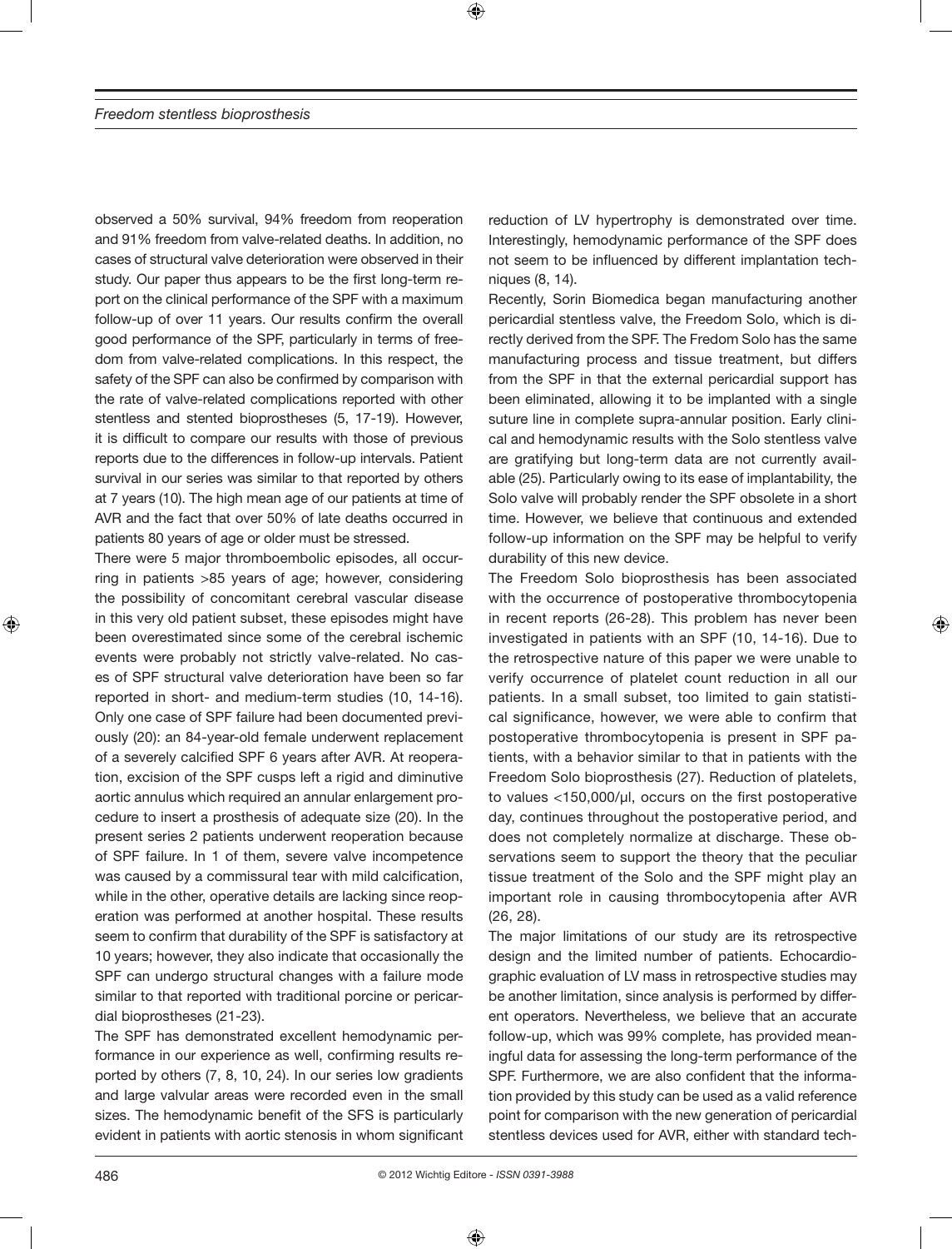observed a 50% survival, 94% freedom from reoperation and 91% freedom from valve-related deaths. In addition, no cases of structural valve deterioration were observed in their study. Our paper thus appears to be the first long-term report on the clinical performance of the SPF with a maximum follow-up of over 11 years. Our results confirm the overall good performance of the SPF, particularly in terms of freedom from valve-related complications. In this respect, the safety of the SPF can also be confirmed by comparison with the rate of valve-related complications reported with other stentless and stented bioprostheses (5, 17-19). However, it is difficult to compare our results with those of previous reports due to the differences in follow-up intervals. Patient survival in our series was similar to that reported by others at 7 years (10). The high mean age of our patients at time of AVR and the fact that over 50% of late deaths occurred in patients 80 years of age or older must be stressed.

There were 5 major thromboembolic episodes, all occurring in patients >85 years of age; however, considering the possibility of concomitant cerebral vascular disease in this very old patient subset, these episodes might have been overestimated since some of the cerebral ischemic events were probably not strictly valve-related. No cases of SPF structural valve deterioration have been so far reported in short- and medium-term studies (10, 14-16). Only one case of SPF failure had been documented previously (20): an 84-year-old female underwent replacement of a severely calcified SPF 6 years after AVR. At reoperation, excision of the SPF cusps left a rigid and diminutive aortic annulus which required an annular enlargement procedure to insert a prosthesis of adequate size (20). In the present series 2 patients underwent reoperation because of SPF failure. In 1 of them, severe valve incompetence was caused by a commissural tear with mild calcification, while in the other, operative details are lacking since reoperation was performed at another hospital. These results seem to confirm that durability of the SPF is satisfactory at 10 years; however, they also indicate that occasionally the SPF can undergo structural changes with a failure mode similar to that reported with traditional porcine or pericardial bioprostheses (21-23).

The SPF has demonstrated excellent hemodynamic performance in our experience as well, confirming results reported by others (7, 8, 10, 24). In our series low gradients and large valvular areas were recorded even in the small sizes. The hemodynamic benefit of the SFS is particularly evident in patients with aortic stenosis in whom significant reduction of LV hypertrophy is demonstrated over time. Interestingly, hemodynamic performance of the SPF does not seem to be influenced by different implantation techniques (8, 14).

Recently, Sorin Biomedica began manufacturing another pericardial stentless valve, the Freedom Solo, which is directly derived from the SPF. The Fredom Solo has the same manufacturing process and tissue treatment, but differs from the SPF in that the external pericardial support has been eliminated, allowing it to be implanted with a single suture line in complete supra-annular position. Early clinical and hemodynamic results with the Solo stentless valve are gratifying but long-term data are not currently available (25). Particularly owing to its ease of implantability, the Solo valve will probably render the SPF obsolete in a short time. However, we believe that continuous and extended follow-up information on the SPF may be helpful to verify durability of this new device.

The Freedom Solo bioprosthesis has been associated with the occurrence of postoperative thrombocytopenia in recent reports (26-28). This problem has never been investigated in patients with an SPF (10, 14-16). Due to the retrospective nature of this paper we were unable to verify occurrence of platelet count reduction in all our patients. In a small subset, too limited to gain statistical significance, however, we were able to confirm that postoperative thrombocytopenia is present in SPF patients, with a behavior similar to that in patients with the Freedom Solo bioprosthesis (27). Reduction of platelets, to values <150,000/µl, occurs on the first postoperative day, continues throughout the postoperative period, and does not completely normalize at discharge. These observations seem to support the theory that the peculiar tissue treatment of the Solo and the SPF might play an important role in causing thrombocytopenia after AVR (26, 28).

The major limitations of our study are its retrospective design and the limited number of patients. Echocardiographic evaluation of LV mass in retrospective studies may be another limitation, since analysis is performed by different operators. Nevertheless, we believe that an accurate follow-up, which was 99% complete, has provided meaningful data for assessing the long-term performance of the SPF. Furthermore, we are also confident that the information provided by this study can be used as a valid reference point for comparison with the new generation of pericardial stentless devices used for AVR, either with standard tech-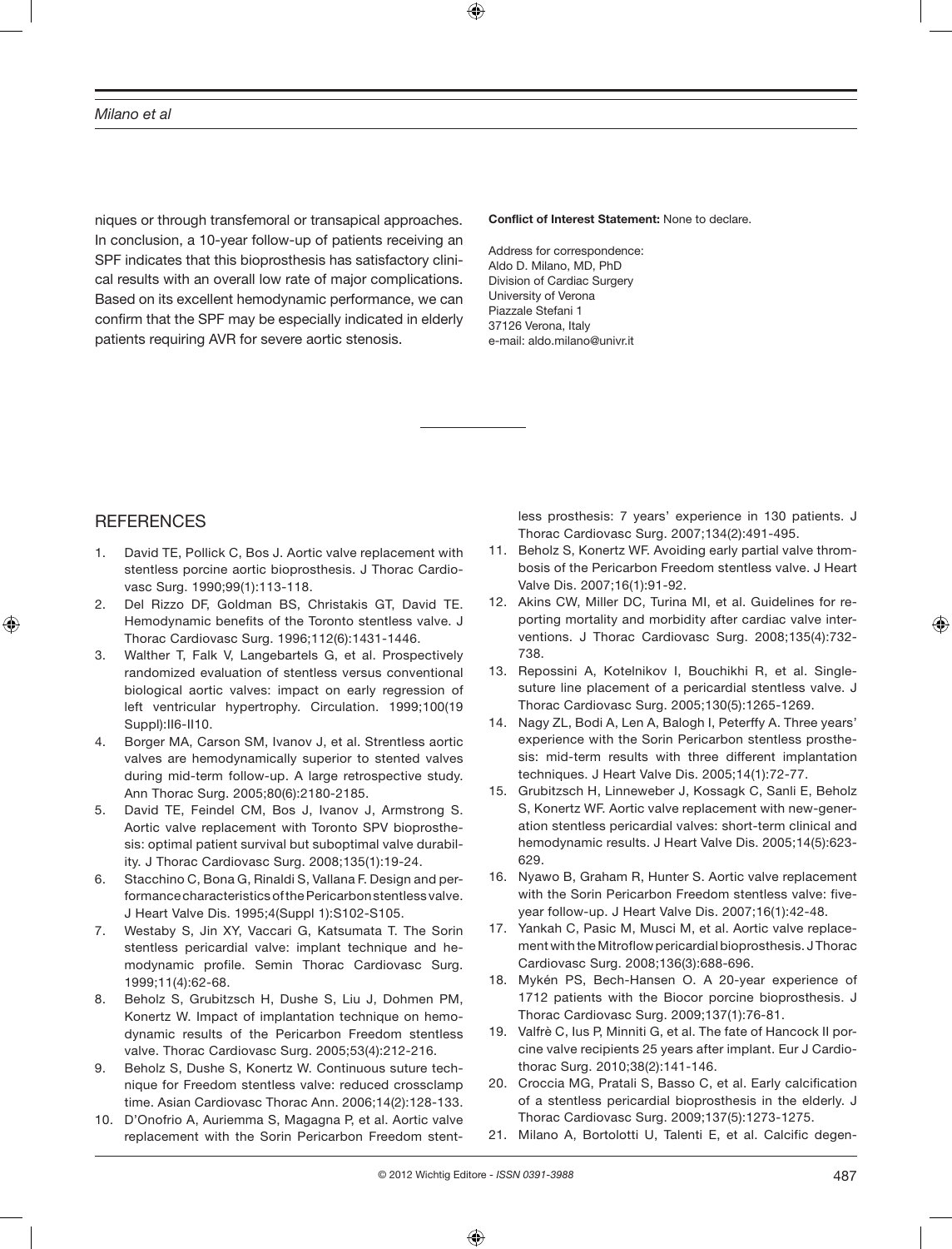niques or through transfemoral or transapical approaches. In conclusion, a 10-year follow-up of patients receiving an SPF indicates that this bioprosthesis has satisfactory clinical results with an overall low rate of major complications. Based on its excellent hemodynamic performance, we can confirm that the SPF may be especially indicated in elderly patients requiring AVR for severe aortic stenosis.

**Conflict of Interest Statement:** None to declare.

Address for correspondence:
Aldo D. Milano, MD, PhD
Division of Cardiac Surgery
University of Verona
Piazzale Stefani 1
37126 Verona, Italy
e-mail: aldo.milano@univr.it

## REFERENCES

1. David TE, Pollick C, Bos J. Aortic valve replacement with stentless porcine aortic bioprosthesis. J Thorac Cardiovasc Surg. 1990;99(1):113-118.
2. Del Rizzo DF, Goldman BS, Christakis GT, David TE. Hemodynamic benefits of the Toronto stentless valve. J Thorac Cardiovasc Surg. 1996;112(6):1431-1446.
3. Walther T, Falk V, Langebartels G, et al. Prospectively randomized evaluation of stentless versus conventional biological aortic valves: impact on early regression of left ventricular hypertrophy. Circulation. 1999;100(19 Suppl):II6-II10.
4. Borger MA, Carson SM, Ivanov J, et al. Strentless aortic valves are hemodynamically superior to stented valves during mid-term follow-up. A large retrospective study. Ann Thorac Surg. 2005;80(6):2180-2185.
5. David TE, Feindel CM, Bos J, Ivanov J, Armstrong S. Aortic valve replacement with Toronto SPV bioprosthesis: optimal patient survival but suboptimal valve durability. J Thorac Cardiovasc Surg. 2008;135(1):19-24.
6. Stacchino C, Bona G, Rinaldi S, Vallana F. Design and performance characteristics of the Pericarbon stentless valve. J Heart Valve Dis. 1995;4(Suppl 1):S102-S105.
7. Westaby S, Jin XY, Vaccari G, Katsumata T. The Sorin stentless pericardial valve: implant technique and hemodynamic profile. Semin Thorac Cardiovasc Surg. 1999;11(4):62-68.
8. Beholz S, Grubitzsch H, Dushe S, Liu J, Dohmen PM, Konertz W. Impact of implantation technique on hemodynamic results of the Pericarbon Freedom stentless valve. Thorac Cardiovasc Surg. 2005;53(4):212-216.
9. Beholz S, Dushe S, Konertz W. Continuous suture technique for Freedom stentless valve: reduced crossclamp time. Asian Cardiovasc Thorac Ann. 2006;14(2):128-133.
10. D'Onofrio A, Auriemma S, Magagna P, et al. Aortic valve replacement with the Sorin Pericarbon Freedom stentless prosthesis: 7 years' experience in 130 patients. J Thorac Cardiovasc Surg. 2007;134(2):491-495.
11. Beholz S, Konertz WF. Avoiding early partial valve thrombosis of the Pericarbon Freedom stentless valve. J Heart Valve Dis. 2007;16(1):91-92.
12. Akins CW, Miller DC, Turina MI, et al. Guidelines for reporting mortality and morbidity after cardiac valve interventions. J Thorac Cardiovasc Surg. 2008;135(4):732-738.
13. Repossini A, Kotelnikov I, Bouchikhi R, et al. Single-suture line placement of a pericardial stentless valve. J Thorac Cardiovasc Surg. 2005;130(5):1265-1269.
14. Nagy ZL, Bodi A, Len A, Balogh I, Peterffy A. Three years' experience with the Sorin Pericarbon stentless prosthesis: mid-term results with three different implantation techniques. J Heart Valve Dis. 2005;14(1):72-77.
15. Grubitzsch H, Linneweber J, Kossagk C, Sanli E, Beholz S, Konertz WF. Aortic valve replacement with new-generation stentless pericardial valves: short-term clinical and hemodynamic results. J Heart Valve Dis. 2005;14(5):623-629.
16. Nyawo B, Graham R, Hunter S. Aortic valve replacement with the Sorin Pericarbon Freedom stentless valve: five-year follow-up. J Heart Valve Dis. 2007;16(1):42-48.
17. Yankah C, Pasic M, Musci M, et al. Aortic valve replacement with the Mitroflow pericardial bioprosthesis. J Thorac Cardiovasc Surg. 2008;136(3):688-696.
18. Mykén PS, Bech-Hansen O. A 20-year experience of 1712 patients with the Biocor porcine bioprosthesis. J Thorac Cardiovasc Surg. 2009;137(1):76-81.
19. Valfrè C, Ius P, Minniti G, et al. The fate of Hancock II porcine valve recipients 25 years after implant. Eur J Cardiothorac Surg. 2010;38(2):141-146.
20. Croccia MG, Pratali S, Basso C, et al. Early calcification of a stentless pericardial bioprosthesis in the elderly. J Thorac Cardiovasc Surg. 2009;137(5):1273-1275.
21. Milano A, Bortolotti U, Talenti E, et al. Calcific degen-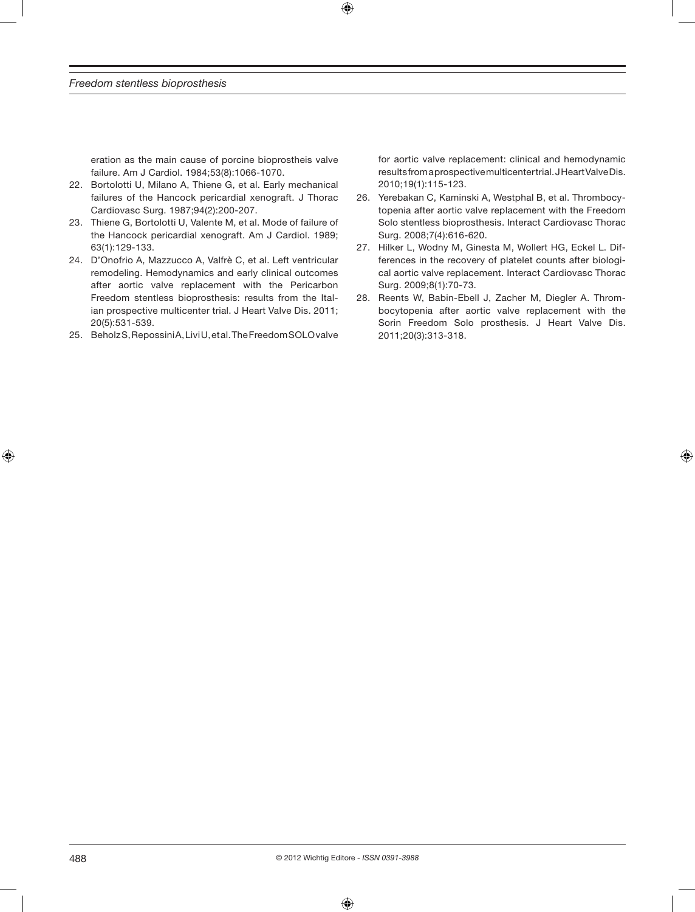eration as the main cause of porcine bioprostheis valve failure. Am J Cardiol. 1984;53(8):1066-1070.

22. Bortolotti U, Milano A, Thiene G, et al. Early mechanical failures of the Hancock pericardial xenograft. J Thorac Cardiovasc Surg. 1987;94(2):200-207.
23. Thiene G, Bortolotti U, Valente M, et al. Mode of failure of the Hancock pericardial xenograft. Am J Cardiol. 1989; 63(1):129-133.
24. D'Onofrio A, Mazzucco A, Valfrè C, et al. Left ventricular remodeling. Hemodynamics and early clinical outcomes after aortic valve replacement with the Pericarbon Freedom stentless bioprosthesis: results from the Italian prospective multicenter trial. J Heart Valve Dis. 2011; 20(5):531-539.
25. Beholz S, Repossini A, Livi U, et al. The Freedom SOLO valve for aortic valve replacement: clinical and hemodynamic results from a prospective multicenter trial. J Heart Valve Dis. 2010;19(1):115-123.
26. Yerebakan C, Kaminski A, Westphal B, et al. Thrombocytopenia after aortic valve replacement with the Freedom Solo stentless bioprosthesis. Interact Cardiovasc Thorac Surg. 2008;7(4):616-620.
27. Hilker L, Wodny M, Ginesta M, Wollert HG, Eckel L. Differences in the recovery of platelet counts after biological aortic valve replacement. Interact Cardiovasc Thorac Surg. 2009;8(1):70-73.
28. Reents W, Babin-Ebell J, Zacher M, Diegler A. Thrombocytopenia after aortic valve replacement with the Sorin Freedom Solo prosthesis. J Heart Valve Dis. 2011;20(3):313-318.